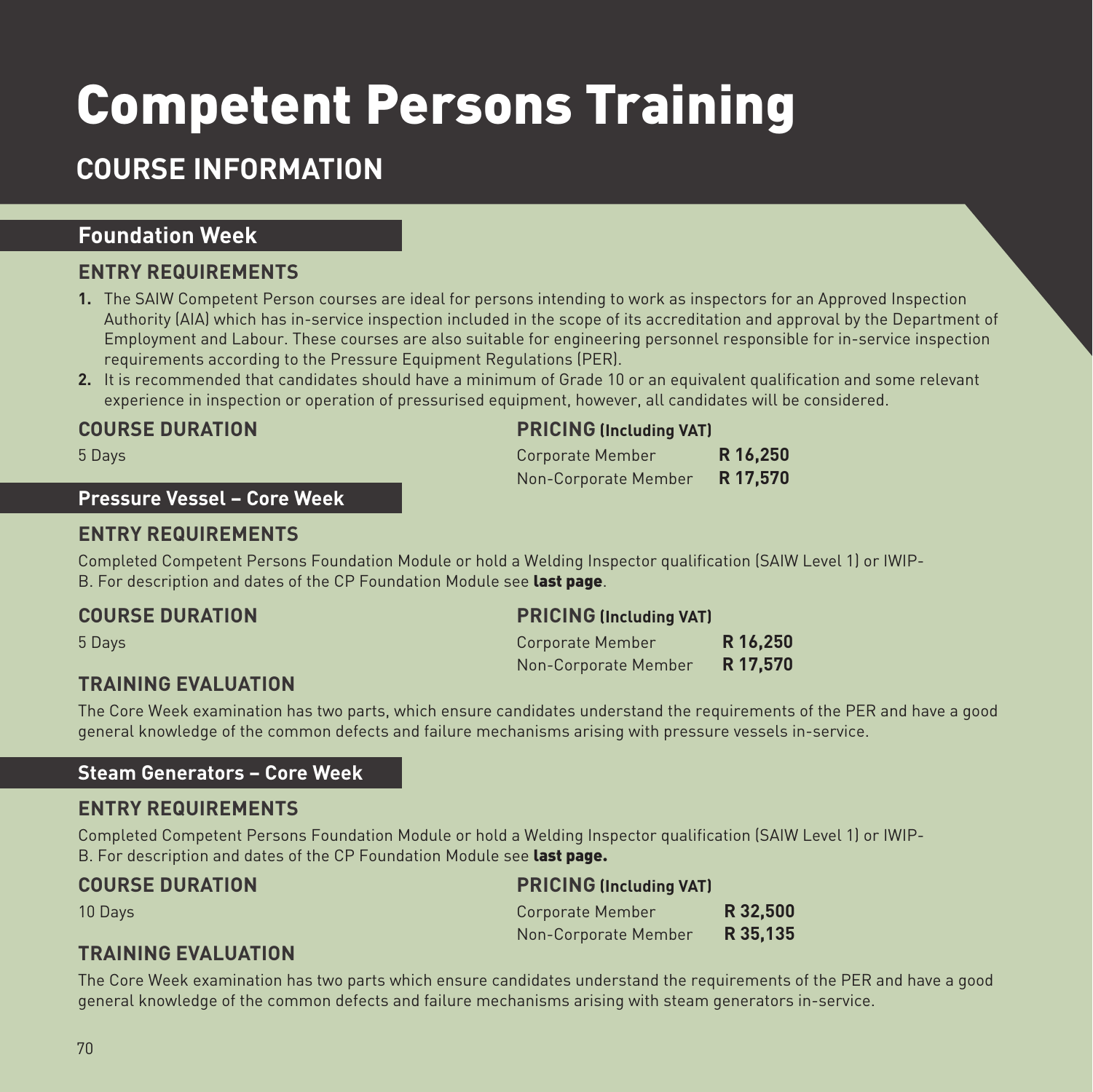# Competent Persons Training

## COURSE INFORMATION

### Foundation Week

#### ENTRY REQUIREMENTS

1. The SAIW Competent Person courses are ideal for persons intending to work as inspectors for an Approved Inspection Authority (AIA) which has in-service inspection included in the scope of its accreditation and approval by the Department of Employment and Labour. These courses are also suitable for engineering personnel responsible for in-service inspection requirements according to the Pressure Equipment Regulations (PER).
2. It is recommended that candidates should have a minimum of Grade 10 or an equivalent qualification and some relevant experience in inspection or operation of pressurised equipment, however, all candidates will be considered.

#### COURSE DURATION

5 Days

#### PRICING (Including VAT)

| | |
|---|---|
| Corporate Member | **R 16,250** |
| Non-Corporate Member | **R 17,570** |

### Pressure Vessel – Core Week

#### ENTRY REQUIREMENTS

Completed Competent Persons Foundation Module or hold a Welding Inspector qualification (SAIW Level 1) or IWIP-B. For description and dates of the CP Foundation Module see **last page**.

#### COURSE DURATION

5 Days

#### PRICING (Including VAT)

| | |
|---|---|
| Corporate Member | **R 16,250** |
| Non-Corporate Member | **R 17,570** |

#### TRAINING EVALUATION

The Core Week examination has two parts, which ensure candidates understand the requirements of the PER and have a good general knowledge of the common defects and failure mechanisms arising with pressure vessels in-service.

### Steam Generators – Core Week

#### ENTRY REQUIREMENTS

Completed Competent Persons Foundation Module or hold a Welding Inspector qualification (SAIW Level 1) or IWIP-B. For description and dates of the CP Foundation Module see **last page.**

#### COURSE DURATION

10 Days

#### PRICING (Including VAT)

| | |
|---|---|
| Corporate Member | **R 32,500** |
| Non-Corporate Member | **R 35,135** |

#### TRAINING EVALUATION

The Core Week examination has two parts which ensure candidates understand the requirements of the PER and have a good general knowledge of the common defects and failure mechanisms arising with steam generators in-service.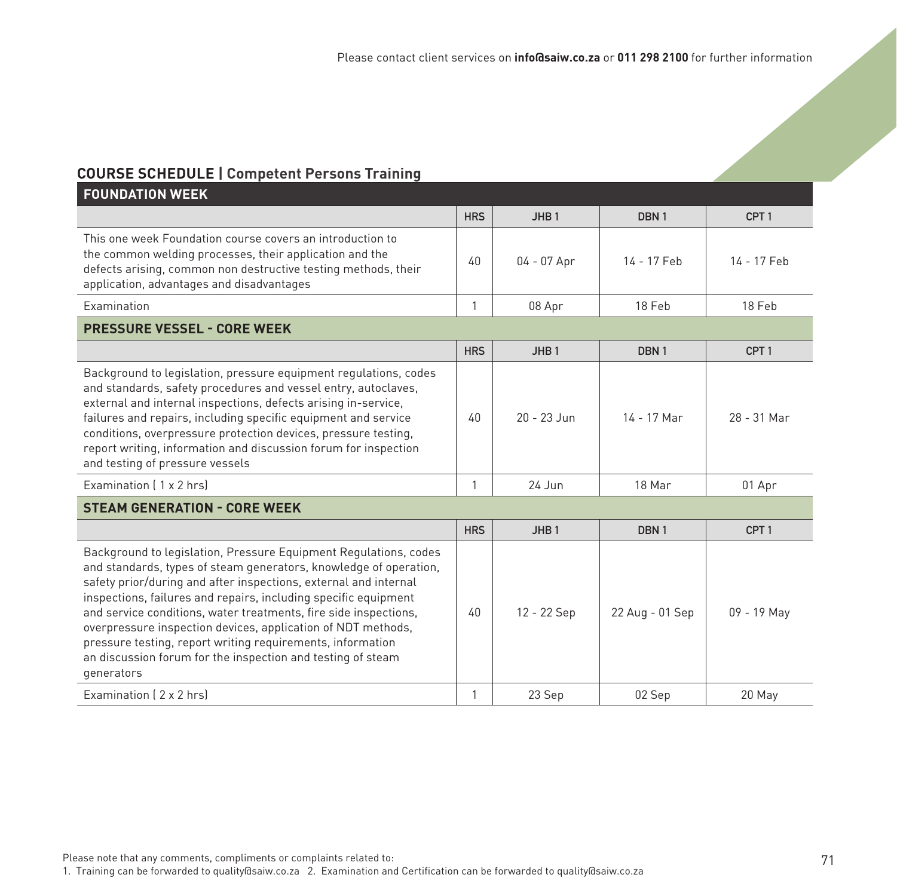Please contact client services on **info@saiw.co.za** or **011 298 2100** for further information

## COURSE SCHEDULE | Competent Persons Training

### FOUNDATION WEEK

| | HRS | JHB 1 | DBN 1 | CPT 1 |
|---|---|---|---|---|
| This one week Foundation course covers an introduction to the common welding processes, their application and the defects arising, common non destructive testing methods, their application, advantages and disadvantages | 40 | 04 - 07 Apr | 14 - 17 Feb | 14 - 17 Feb |
| Examination | 1 | 08 Apr | 18 Feb | 18 Feb |

### PRESSURE VESSEL - CORE WEEK

| | HRS | JHB 1 | DBN 1 | CPT 1 |
|---|---|---|---|---|
| Background to legislation, pressure equipment regulations, codes and standards, safety procedures and vessel entry, autoclaves, external and internal inspections, defects arising in-service, failures and repairs, including specific equipment and service conditions, overpressure protection devices, pressure testing, report writing, information and discussion forum for inspection and testing of pressure vessels | 40 | 20 - 23 Jun | 14 - 17 Mar | 28 - 31 Mar |
| Examination ( 1 x 2 hrs) | 1 | 24 Jun | 18 Mar | 01 Apr |

### STEAM GENERATION - CORE WEEK

| | HRS | JHB 1 | DBN 1 | CPT 1 |
|---|---|---|---|---|
| Background to legislation, Pressure Equipment Regulations, codes and standards, types of steam generators, knowledge of operation, safety prior/during and after inspections, external and internal inspections, failures and repairs, including specific equipment and service conditions, water treatments, fire side inspections, overpressure inspection devices, application of NDT methods, pressure testing, report writing requirements, information an discussion forum for the inspection and testing of steam generators | 40 | 12 - 22 Sep | 22 Aug - 01 Sep | 09 - 19 May |
| Examination ( 2 x 2 hrs) | 1 | 23 Sep | 02 Sep | 20 May |

Please note that any comments, compliments or complaints related to:
1. Training can be forwarded to quality@saiw.co.za 2. Examination and Certification can be forwarded to quality@saiw.co.za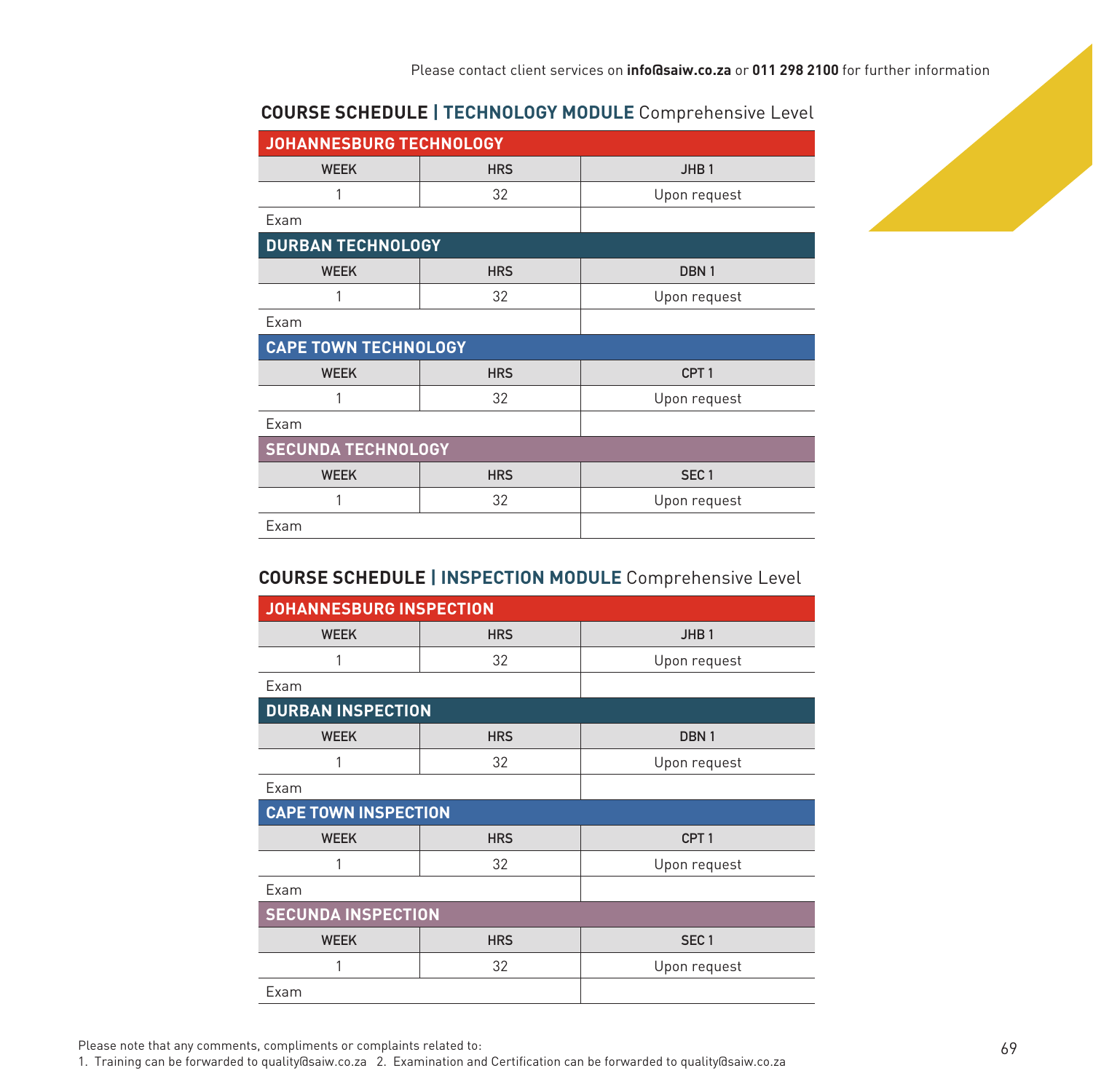Please contact client services on **info@saiw.co.za** or **011 298 2100** for further information

## COURSE SCHEDULE | TECHNOLOGY MODULE Comprehensive Level

| JOHANNESBURG TECHNOLOGY | | |
|---|---|---|
| WEEK | HRS | JHB 1 |
| 1 | 32 | Upon request |
| Exam | | |

| DURBAN TECHNOLOGY | | |
|---|---|---|
| WEEK | HRS | DBN 1 |
| 1 | 32 | Upon request |
| Exam | | |

| CAPE TOWN TECHNOLOGY | | |
|---|---|---|
| WEEK | HRS | CPT 1 |
| 1 | 32 | Upon request |
| Exam | | |

| SECUNDA TECHNOLOGY | | |
|---|---|---|
| WEEK | HRS | SEC 1 |
| 1 | 32 | Upon request |
| Exam | | |

## COURSE SCHEDULE | INSPECTION MODULE Comprehensive Level

| JOHANNESBURG INSPECTION | | |
|---|---|---|
| WEEK | HRS | JHB 1 |
| 1 | 32 | Upon request |
| Exam | | |

| DURBAN INSPECTION | | |
|---|---|---|
| WEEK | HRS | DBN 1 |
| 1 | 32 | Upon request |
| Exam | | |

| CAPE TOWN INSPECTION | | |
|---|---|---|
| WEEK | HRS | CPT 1 |
| 1 | 32 | Upon request |
| Exam | | |

| SECUNDA INSPECTION | | |
|---|---|---|
| WEEK | HRS | SEC 1 |
| 1 | 32 | Upon request |
| Exam | | |

Please note that any comments, compliments or complaints related to:
1. Training can be forwarded to quality@saiw.co.za 2. Examination and Certification can be forwarded to quality@saiw.co.za